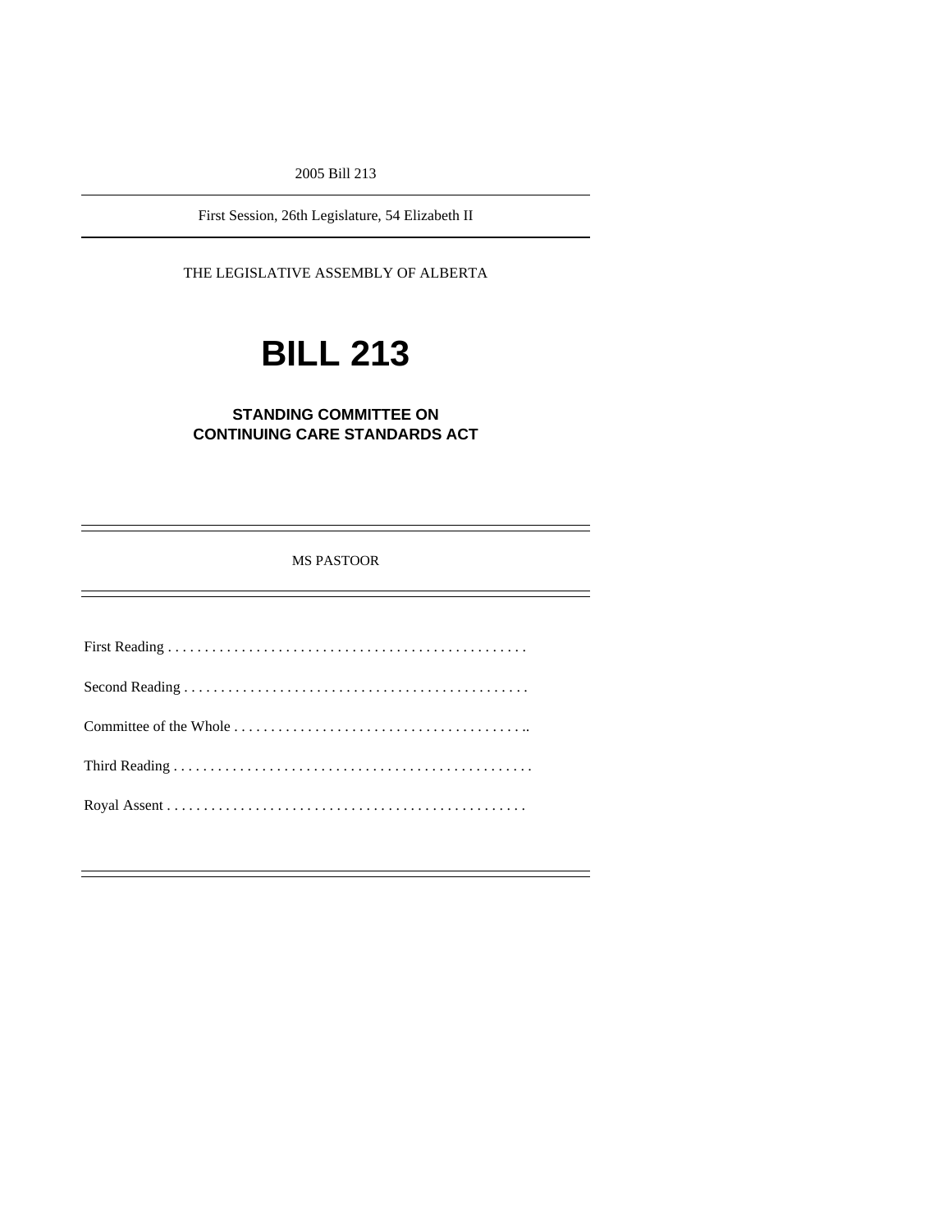2005 Bill 213

First Session, 26th Legislature, 54 Elizabeth II

THE LEGISLATIVE ASSEMBLY OF ALBERTA

# BILL 213

## STANDING COMMITTEE ON CONTINUING CARE STANDARDS ACT

MS PASTOOR

First Reading . . . . . . . . . . . . . . . . . . . . . . . . . . . . . . . . . . . . . . . . . . . . . . . . .

Second Reading . . . . . . . . . . . . . . . . . . . . . . . . . . . . . . . . . . . . . . . . . . . . . . .

Committee of the Whole . . . . . . . . . . . . . . . . . . . . . . . . . . . . . . . . . . . . . . . ..

Third Reading . . . . . . . . . . . . . . . . . . . . . . . . . . . . . . . . . . . . . . . . . . . . . . . . .

Royal Assent . . . . . . . . . . . . . . . . . . . . . . . . . . . . . . . . . . . . . . . . . . . . . . . . .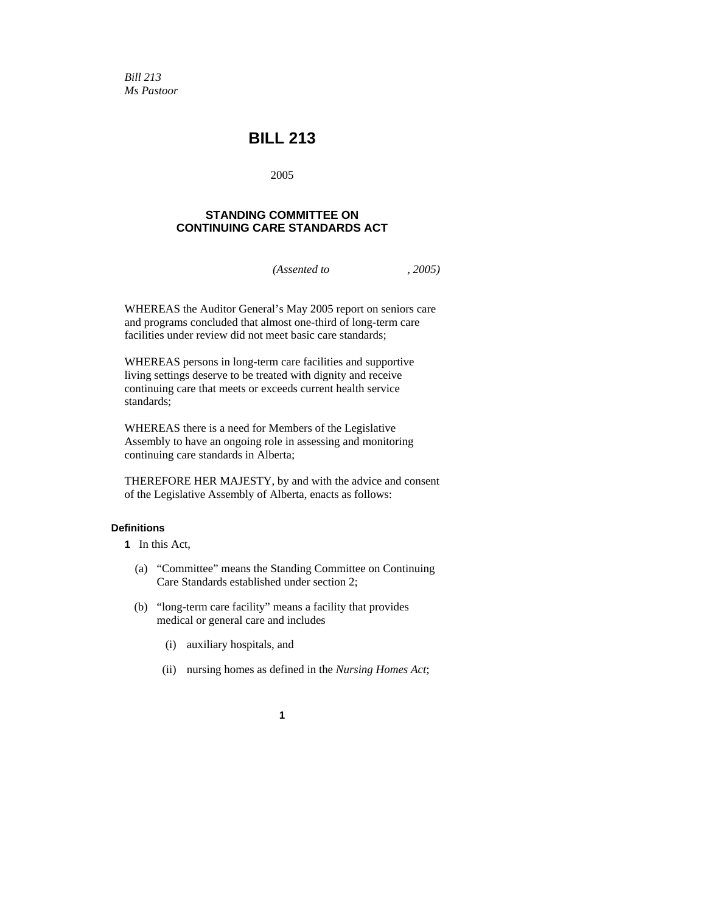*Bill 213*
*Ms Pastoor*

# BILL 213

2005

## STANDING COMMITTEE ON CONTINUING CARE STANDARDS ACT

*(Assented to , 2005)*

WHEREAS the Auditor General's May 2005 report on seniors care and programs concluded that almost one-third of long-term care facilities under review did not meet basic care standards;

WHEREAS persons in long-term care facilities and supportive living settings deserve to be treated with dignity and receive continuing care that meets or exceeds current health service standards;

WHEREAS there is a need for Members of the Legislative Assembly to have an ongoing role in assessing and monitoring continuing care standards in Alberta;

THEREFORE HER MAJESTY, by and with the advice and consent of the Legislative Assembly of Alberta, enacts as follows:

### Definitions

**1** In this Act,

(a) "Committee" means the Standing Committee on Continuing Care Standards established under section 2;

(b) "long-term care facility" means a facility that provides medical or general care and includes

(i) auxiliary hospitals, and

(ii) nursing homes as defined in the *Nursing Homes Act*;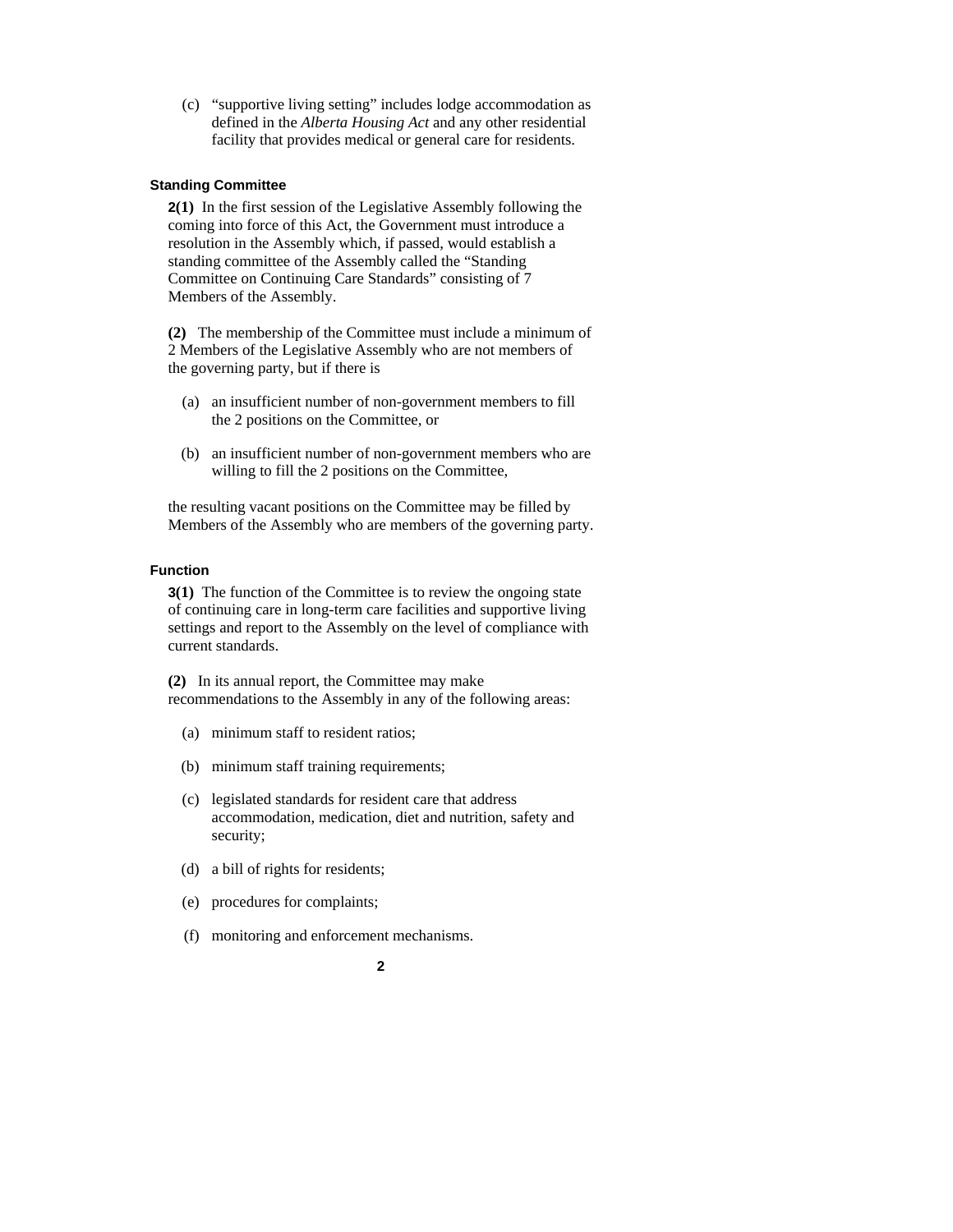(c) "supportive living setting" includes lodge accommodation as defined in the *Alberta Housing Act* and any other residential facility that provides medical or general care for residents.

#### Standing Committee

**2(1)** In the first session of the Legislative Assembly following the coming into force of this Act, the Government must introduce a resolution in the Assembly which, if passed, would establish a standing committee of the Assembly called the "Standing Committee on Continuing Care Standards" consisting of 7 Members of the Assembly.

**(2)** The membership of the Committee must include a minimum of 2 Members of the Legislative Assembly who are not members of the governing party, but if there is

(a) an insufficient number of non-government members to fill the 2 positions on the Committee, or

(b) an insufficient number of non-government members who are willing to fill the 2 positions on the Committee,

the resulting vacant positions on the Committee may be filled by Members of the Assembly who are members of the governing party.

#### Function

**3(1)** The function of the Committee is to review the ongoing state of continuing care in long-term care facilities and supportive living settings and report to the Assembly on the level of compliance with current standards.

**(2)** In its annual report, the Committee may make recommendations to the Assembly in any of the following areas:

(a) minimum staff to resident ratios;

(b) minimum staff training requirements;

(c) legislated standards for resident care that address accommodation, medication, diet and nutrition, safety and security;

(d) a bill of rights for residents;

(e) procedures for complaints;

(f) monitoring and enforcement mechanisms.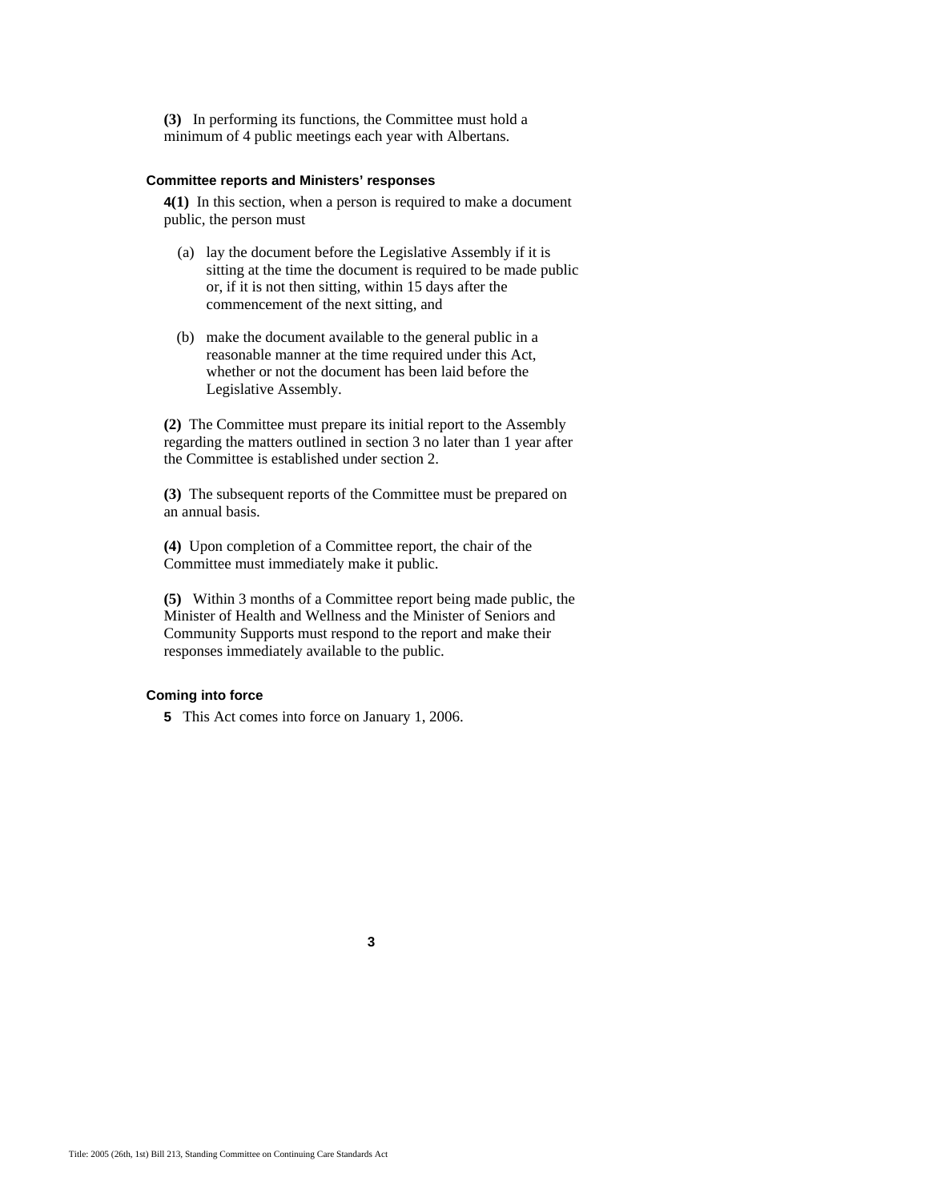**(3)** In performing its functions, the Committee must hold a minimum of 4 public meetings each year with Albertans.

### Committee reports and Ministers' responses

**4(1)** In this section, when a person is required to make a document public, the person must

(a) lay the document before the Legislative Assembly if it is sitting at the time the document is required to be made public or, if it is not then sitting, within 15 days after the commencement of the next sitting, and

(b) make the document available to the general public in a reasonable manner at the time required under this Act, whether or not the document has been laid before the Legislative Assembly.

**(2)** The Committee must prepare its initial report to the Assembly regarding the matters outlined in section 3 no later than 1 year after the Committee is established under section 2.

**(3)** The subsequent reports of the Committee must be prepared on an annual basis.

**(4)** Upon completion of a Committee report, the chair of the Committee must immediately make it public.

**(5)** Within 3 months of a Committee report being made public, the Minister of Health and Wellness and the Minister of Seniors and Community Supports must respond to the report and make their responses immediately available to the public.

### Coming into force

**5** This Act comes into force on January 1, 2006.